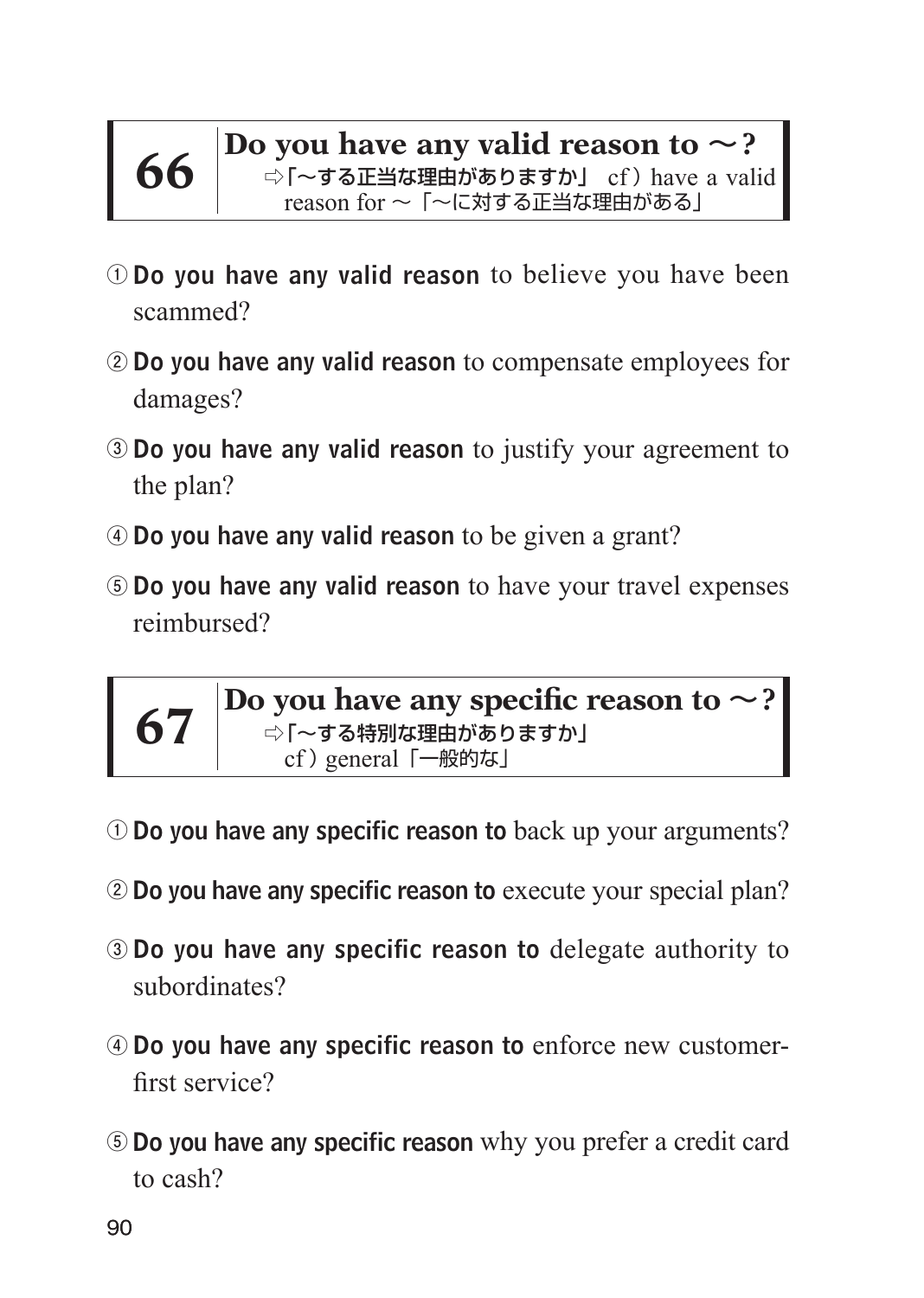## 66 Do you have any valid reason to ～?

⇨「～する正当な理由がありますか」 cf）have a valid reason for ～「～に対する正当な理由がある」

① **Do you have any valid reason** to believe you have been scammed?

② **Do you have any valid reason** to compensate employees for damages?

③ **Do you have any valid reason** to justify your agreement to the plan?

④ **Do you have any valid reason** to be given a grant?

⑤ **Do you have any valid reason** to have your travel expenses reimbursed?

## 67 Do you have any specific reason to ～?

⇨「～する特別な理由がありますか」 cf）general「一般的な」

① **Do you have any specific reason to** back up your arguments?

② **Do you have any specific reason to** execute your special plan?

③ **Do you have any specific reason to** delegate authority to subordinates?

④ **Do you have any specific reason to** enforce new customer-first service?

⑤ **Do you have any specific reason** why you prefer a credit card to cash?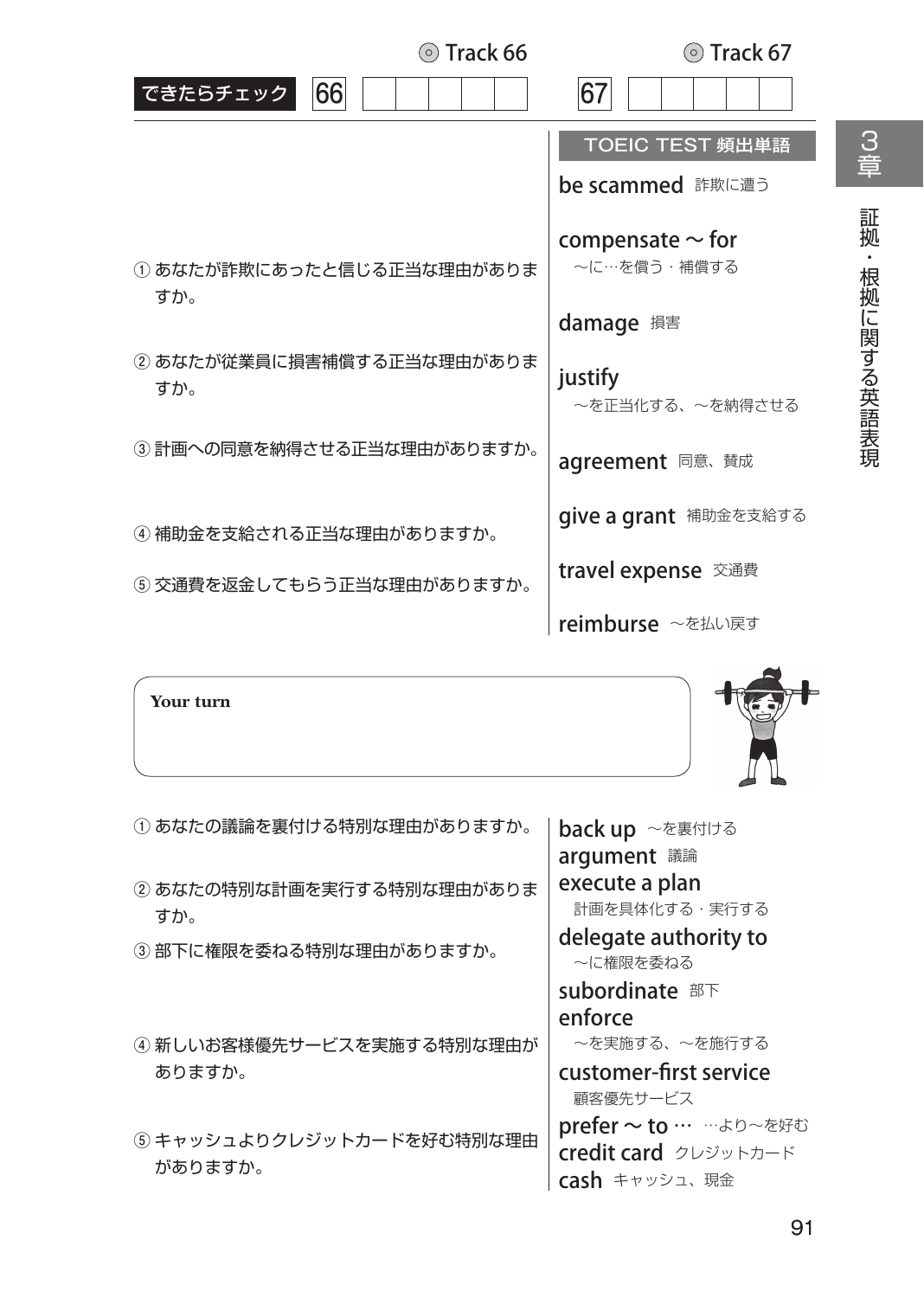◎ Track 66　　　　◎ Track 67

できたらチェック 66 □□□□□ 67 □□□□□

① あなたが詐欺にあったと信じる正当な理由がありますか。

② あなたが従業員に損害補償する正当な理由がありますか。

③ 計画への同意を納得させる正当な理由がありますか。

④ 補助金を支給される正当な理由がありますか。

⑤ 交通費を返金してもらう正当な理由がありますか。

**TOEIC TEST 頻出単語**

- **be scammed** 詐欺に遭う
- **compensate ～ for** ～に…を償う・補償する
- **damage** 損害
- **justify** ～を正当化する、～を納得させる
- **agreement** 同意、賛成
- **give a grant** 補助金を支給する
- **travel expense** 交通費
- **reimburse** ～を払い戻す

**Your turn**

① あなたの議論を裏付ける特別な理由がありますか。

② あなたの特別な計画を実行する特別な理由がありますか。

③ 部下に権限を委ねる特別な理由がありますか。

④ 新しいお客様優先サービスを実施する特別な理由がありますか。

⑤ キャッシュよりクレジットカードを好む特別な理由がありますか。

- **back up** ～を裏付ける
- **argument** 議論
- **execute a plan** 計画を具体化する・実行する
- **delegate authority to** ～に権限を委ねる
- **subordinate** 部下
- **enforce** ～を実施する、～を施行する
- **customer-first service** 顧客優先サービス
- **prefer ～ to …** …より～を好む
- **credit card** クレジットカード
- **cash** キャッシュ、現金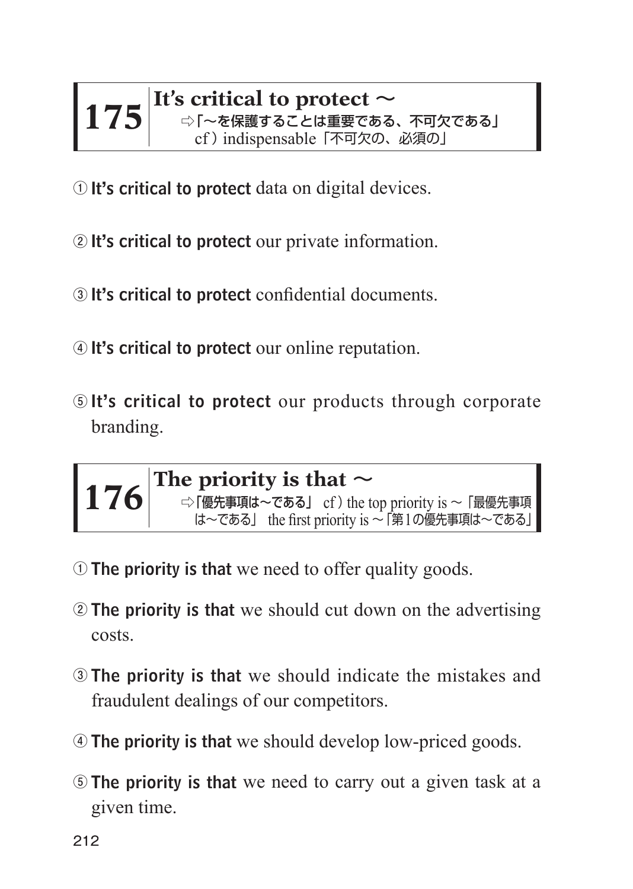## 175 It's critical to protect ～

⇨「～を保護することは重要である、不可欠である」
cf）indispensable「不可欠の、必須の」

① **It's critical to protect** data on digital devices.

② **It's critical to protect** our private information.

③ **It's critical to protect** confidential documents.

④ **It's critical to protect** our online reputation.

⑤ **It's critical to protect** our products through corporate branding.

## 176 The priority is that ～

⇨「優先事項は～である」 cf）the top priority is ～「最優先事項は～である」 the first priority is ～「第1の優先事項は～である」

① **The priority is that** we need to offer quality goods.

② **The priority is that** we should cut down on the advertising costs.

③ **The priority is that** we should indicate the mistakes and fraudulent dealings of our competitors.

④ **The priority is that** we should develop low-priced goods.

⑤ **The priority is that** we need to carry out a given task at a given time.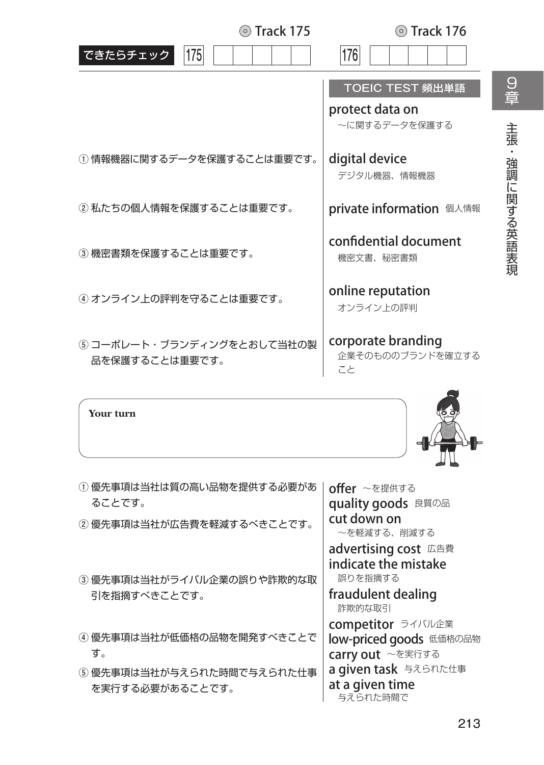◎ Track 175　　◎ Track 176

できたらチェック 175 □□□□□　176 □□□□□

| | TOEIC TEST 頻出単語 |
|---|---|
| | protect data on　～に関するデータを保護する |
| ① 情報機器に関するデータを保護することは重要です。 | digital device　デジタル機器、情報機器 |
| ② 私たちの個人情報を保護することは重要です。 | private information　個人情報 |
| ③ 機密書類を保護することは重要です。 | confidential document　機密文書、秘密書類 |
| ④ オンライン上の評判を守ることは重要です。 | online reputation　オンライン上の評判 |
| ⑤ コーポレート・ブランディングをとおして当社の製品を保護することは重要です。 | corporate branding　企業そのもののブランドを確立すること |

**Your turn**

| | |
|---|---|
| ① 優先事項は当社は質の高い品物を提供する必要があることです。 | offer　～を提供する<br>quality goods　良質の品 |
| ② 優先事項は当社が広告費を軽減するべきことです。 | cut down on　～を軽減する、削減する<br>advertising cost　広告費 |
| ③ 優先事項は当社がライバル企業の誤りや詐欺的な取引を指摘すべきことです。 | indicate the mistake　誤りを指摘する<br>fraudulent dealing　詐欺的な取引<br>competitor　ライバル企業 |
| ④ 優先事項は当社が低価格の品物を開発すべきことです。 | low-priced goods　低価格の品物 |
| ⑤ 優先事項は当社が与えられた時間で与えられた仕事を実行する必要があることです。 | carry out　～を実行する<br>a given task　与えられた仕事<br>at a given time　与えられた時間で |